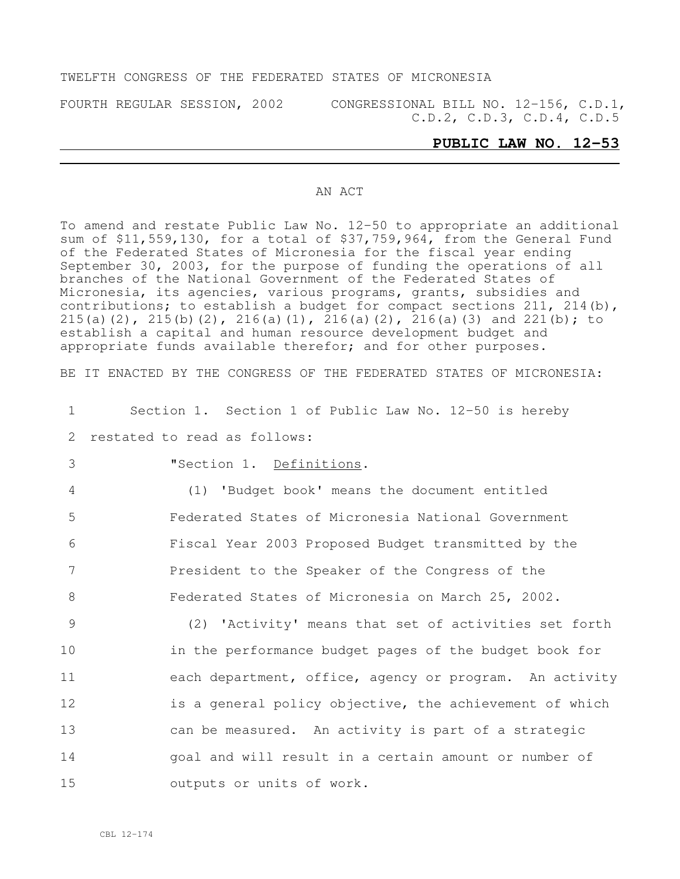TWELFTH CONGRESS OF THE FEDERATED STATES OF MICRONESIA

FOURTH REGULAR SESSION, 2002 CONGRESSIONAL BILL NO. 12-156, C.D.1, C.D.2, C.D.3, C.D.4, C.D.5

**PUBLIC LAW NO. 12-53**

AN ACT

To amend and restate Public Law No. 12-50 to appropriate an additional sum of $11,559,130, for a total of $37,759,964, from the General Fund of the Federated States of Micronesia for the fiscal year ending September 30, 2003, for the purpose of funding the operations of all branches of the National Government of the Federated States of Micronesia, its agencies, various programs, grants, subsidies and contributions; to establish a budget for compact sections 211, 214(b), 215(a)(2), 215(b)(2), 216(a)(1), 216(a)(2), 216(a)(3) and 221(b); to establish a capital and human resource development budget and appropriate funds available therefor; and for other purposes.

BE IT ENACTED BY THE CONGRESS OF THE FEDERATED STATES OF MICRONESIA:

1 Section 1. Section 1 of Public Law No. 12-50 is hereby
2 restated to read as follows:

3 "Section 1. Definitions.

4 (1) 'Budget book' means the document entitled
5 Federated States of Micronesia National Government
6 Fiscal Year 2003 Proposed Budget transmitted by the
7 President to the Speaker of the Congress of the
8 Federated States of Micronesia on March 25, 2002.

9 (2) 'Activity' means that set of activities set forth
10 in the performance budget pages of the budget book for
11 each department, office, agency or program. An activity
12 is a general policy objective, the achievement of which
13 can be measured. An activity is part of a strategic
14 goal and will result in a certain amount or number of
15 outputs or units of work.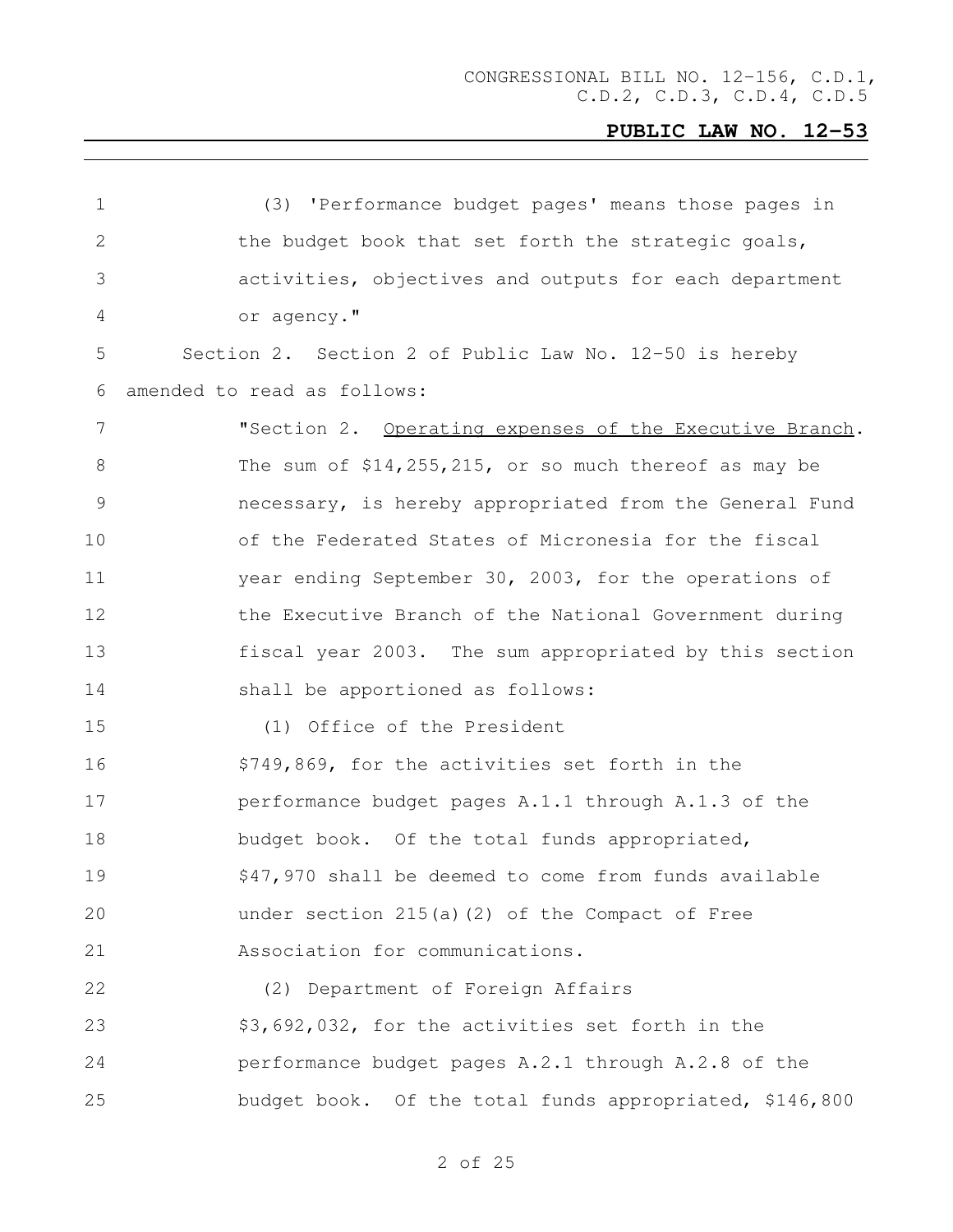(3) 'Performance budget pages' means those pages in the budget book that set forth the strategic goals, activities, objectives and outputs for each department or agency."

Section 2. Section 2 of Public Law No. 12-50 is hereby amended to read as follows:

"Section 2. Operating expenses of the Executive Branch. The sum of $14,255,215, or so much thereof as may be necessary, is hereby appropriated from the General Fund of the Federated States of Micronesia for the fiscal year ending September 30, 2003, for the operations of the Executive Branch of the National Government during fiscal year 2003. The sum appropriated by this section shall be apportioned as follows:

(1) Office of the President

$749,869, for the activities set forth in the performance budget pages A.1.1 through A.1.3 of the budget book. Of the total funds appropriated, $47,970 shall be deemed to come from funds available under section 215(a)(2) of the Compact of Free Association for communications.

(2) Department of Foreign Affairs

$3,692,032, for the activities set forth in the performance budget pages A.2.1 through A.2.8 of the budget book. Of the total funds appropriated, $146,800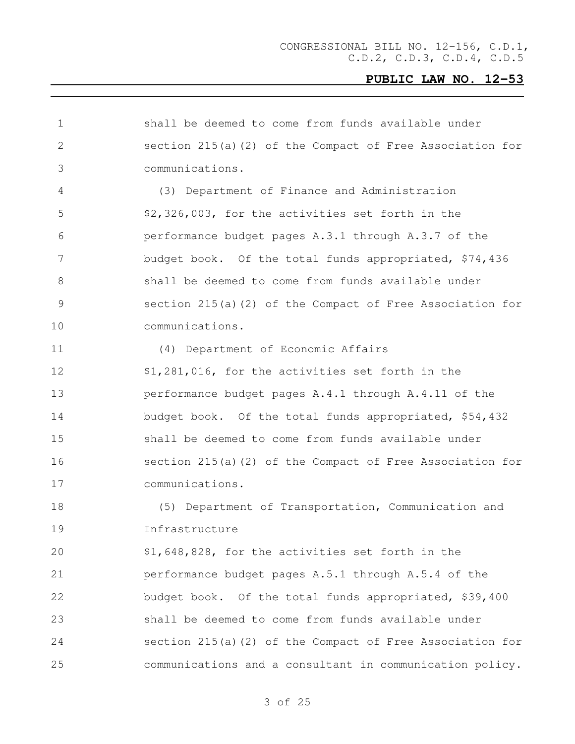shall be deemed to come from funds available under section 215(a)(2) of the Compact of Free Association for communications.

(3) Department of Finance and Administration

$2,326,003, for the activities set forth in the performance budget pages A.3.1 through A.3.7 of the budget book. Of the total funds appropriated, $74,436 shall be deemed to come from funds available under section 215(a)(2) of the Compact of Free Association for communications.

(4) Department of Economic Affairs

$1,281,016, for the activities set forth in the performance budget pages A.4.1 through A.4.11 of the budget book. Of the total funds appropriated, $54,432 shall be deemed to come from funds available under section 215(a)(2) of the Compact of Free Association for communications.

(5) Department of Transportation, Communication and Infrastructure

$1,648,828, for the activities set forth in the performance budget pages A.5.1 through A.5.4 of the budget book. Of the total funds appropriated, $39,400 shall be deemed to come from funds available under section 215(a)(2) of the Compact of Free Association for communications and a consultant in communication policy.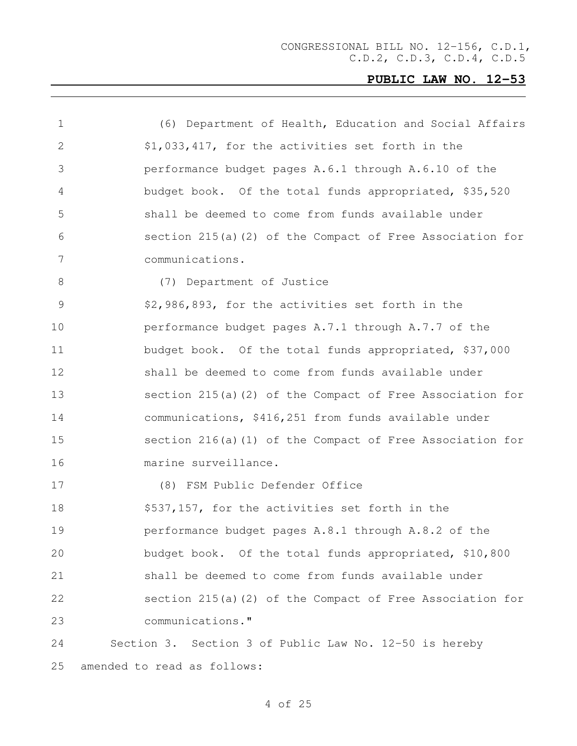(6) Department of Health, Education and Social Affairs

$1,033,417, for the activities set forth in the performance budget pages A.6.1 through A.6.10 of the budget book. Of the total funds appropriated, $35,520 shall be deemed to come from funds available under section 215(a)(2) of the Compact of Free Association for communications.

(7) Department of Justice

$2,986,893, for the activities set forth in the performance budget pages A.7.1 through A.7.7 of the budget book. Of the total funds appropriated, $37,000 shall be deemed to come from funds available under section 215(a)(2) of the Compact of Free Association for communications, $416,251 from funds available under section 216(a)(1) of the Compact of Free Association for marine surveillance.

(8) FSM Public Defender Office

$537,157, for the activities set forth in the performance budget pages A.8.1 through A.8.2 of the budget book. Of the total funds appropriated, $10,800 shall be deemed to come from funds available under section 215(a)(2) of the Compact of Free Association for communications."

Section 3. Section 3 of Public Law No. 12-50 is hereby amended to read as follows: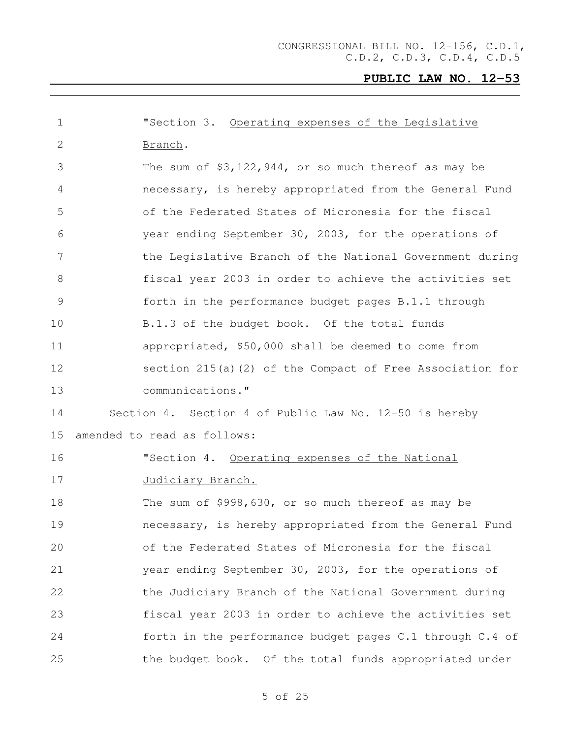"Section 3. Operating expenses of the Legislative Branch.

The sum of $3,122,944, or so much thereof as may be necessary, is hereby appropriated from the General Fund of the Federated States of Micronesia for the fiscal year ending September 30, 2003, for the operations of the Legislative Branch of the National Government during fiscal year 2003 in order to achieve the activities set forth in the performance budget pages B.1.1 through B.1.3 of the budget book. Of the total funds appropriated, $50,000 shall be deemed to come from section 215(a)(2) of the Compact of Free Association for communications."

Section 4. Section 4 of Public Law No. 12-50 is hereby amended to read as follows:

"Section 4. Operating expenses of the National Judiciary Branch.

The sum of $998,630, or so much thereof as may be necessary, is hereby appropriated from the General Fund of the Federated States of Micronesia for the fiscal year ending September 30, 2003, for the operations of the Judiciary Branch of the National Government during fiscal year 2003 in order to achieve the activities set forth in the performance budget pages C.1 through C.4 of the budget book. Of the total funds appropriated under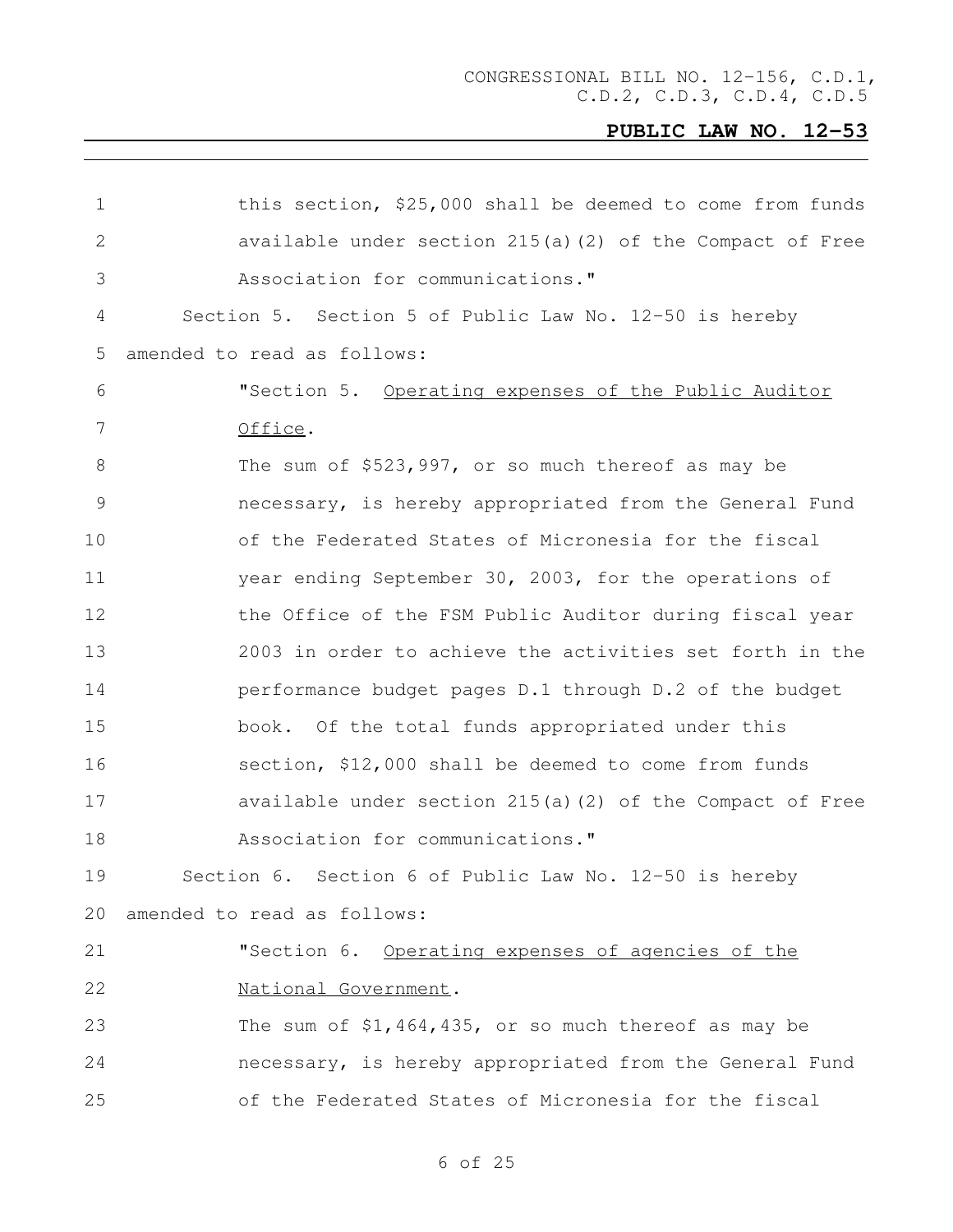this section, $25,000 shall be deemed to come from funds available under section 215(a)(2) of the Compact of Free Association for communications."

Section 5. Section 5 of Public Law No. 12-50 is hereby amended to read as follows:

"Section 5. Operating expenses of the Public Auditor Office.

The sum of $523,997, or so much thereof as may be necessary, is hereby appropriated from the General Fund of the Federated States of Micronesia for the fiscal year ending September 30, 2003, for the operations of the Office of the FSM Public Auditor during fiscal year 2003 in order to achieve the activities set forth in the performance budget pages D.1 through D.2 of the budget book. Of the total funds appropriated under this section, $12,000 shall be deemed to come from funds available under section 215(a)(2) of the Compact of Free Association for communications."

Section 6. Section 6 of Public Law No. 12-50 is hereby amended to read as follows:

"Section 6. Operating expenses of agencies of the National Government.

The sum of $1,464,435, or so much thereof as may be necessary, is hereby appropriated from the General Fund of the Federated States of Micronesia for the fiscal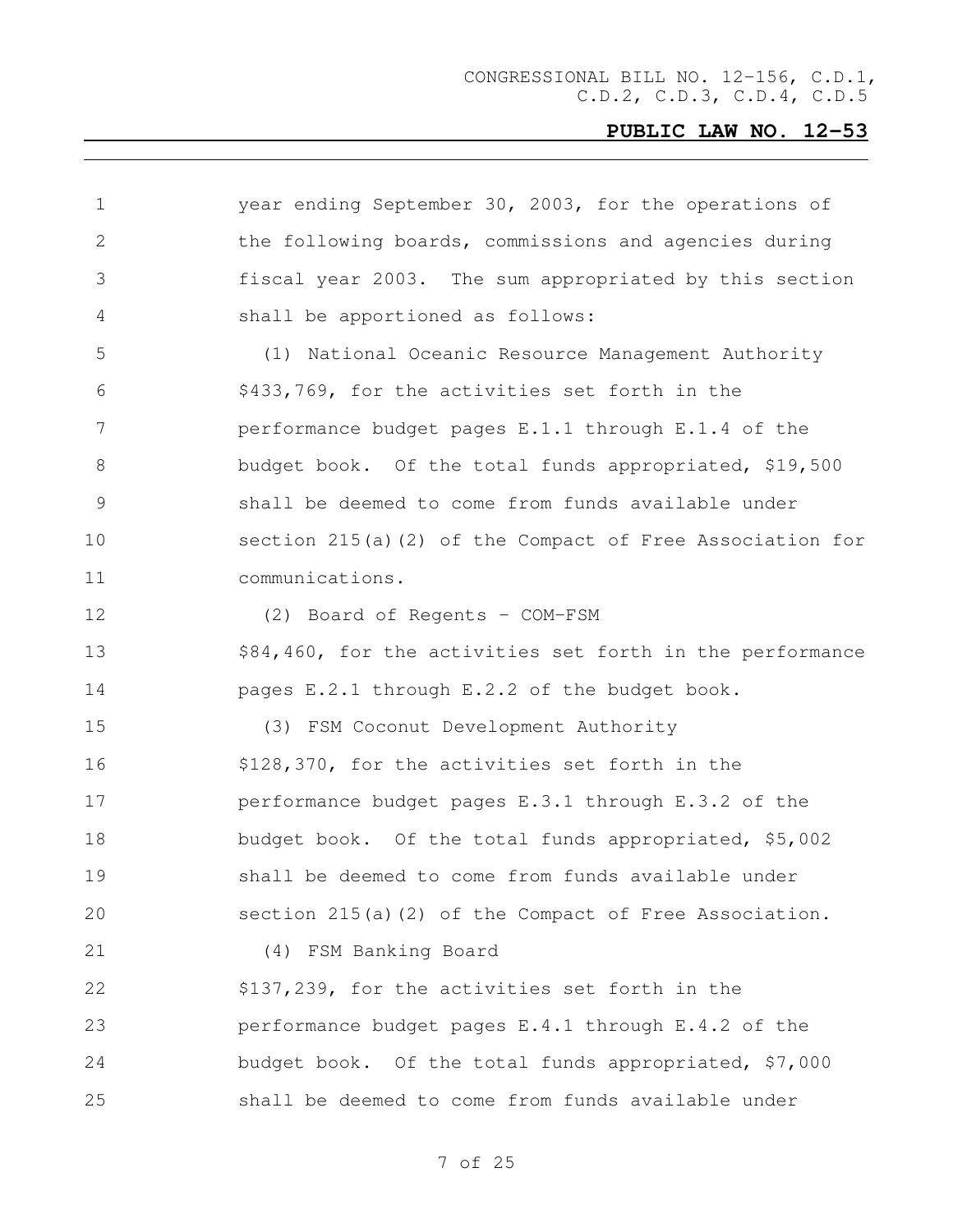year ending September 30, 2003, for the operations of the following boards, commissions and agencies during fiscal year 2003. The sum appropriated by this section shall be apportioned as follows:

(1) National Oceanic Resource Management Authority
$433,769, for the activities set forth in the performance budget pages E.1.1 through E.1.4 of the budget book. Of the total funds appropriated, $19,500 shall be deemed to come from funds available under section 215(a)(2) of the Compact of Free Association for communications.

(2) Board of Regents - COM-FSM
$84,460, for the activities set forth in the performance pages E.2.1 through E.2.2 of the budget book.

(3) FSM Coconut Development Authority
$128,370, for the activities set forth in the performance budget pages E.3.1 through E.3.2 of the budget book. Of the total funds appropriated, $5,002 shall be deemed to come from funds available under section 215(a)(2) of the Compact of Free Association.

(4) FSM Banking Board
$137,239, for the activities set forth in the performance budget pages E.4.1 through E.4.2 of the budget book. Of the total funds appropriated, $7,000 shall be deemed to come from funds available under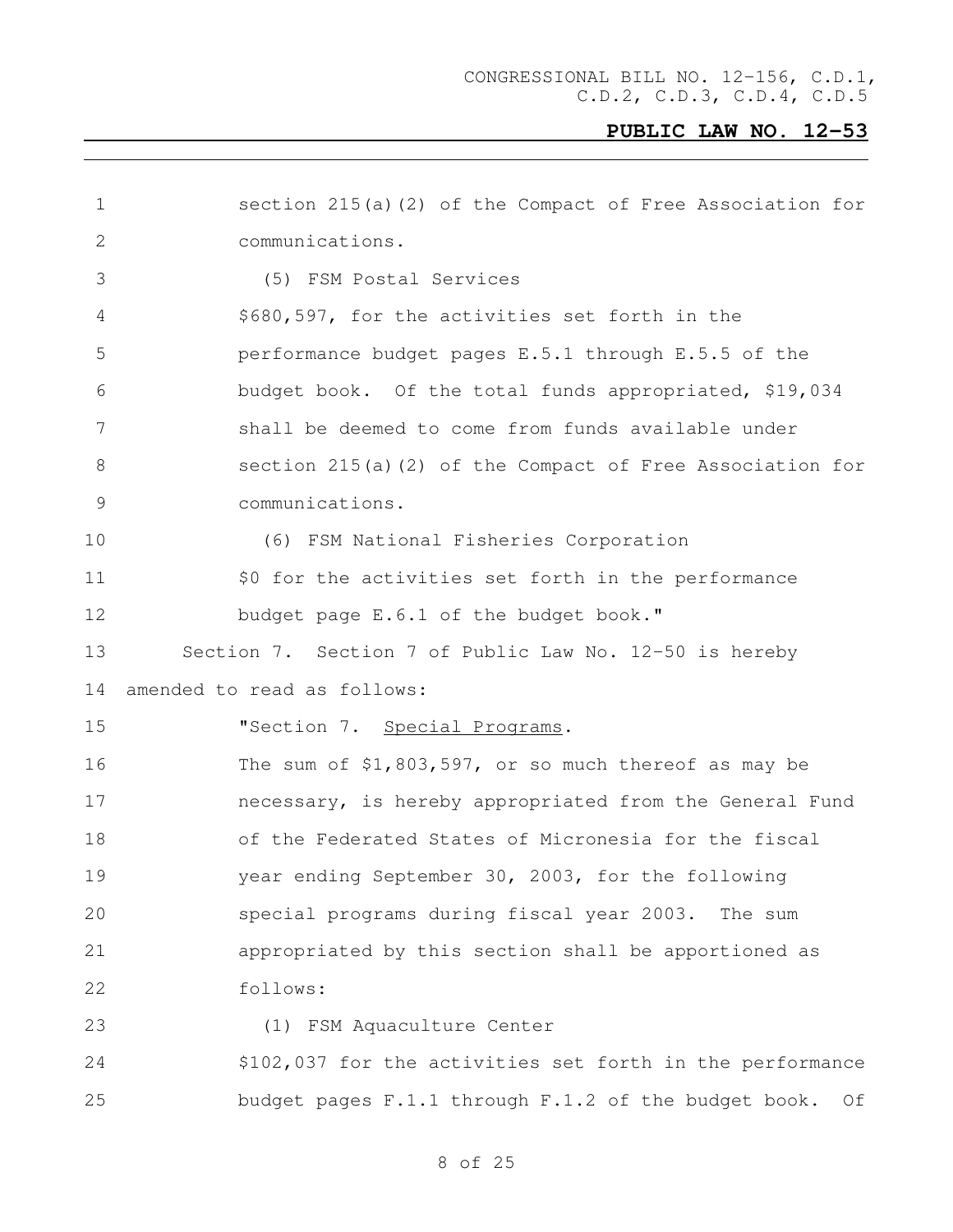section 215(a)(2) of the Compact of Free Association for communications.

(5) FSM Postal Services

$680,597, for the activities set forth in the performance budget pages E.5.1 through E.5.5 of the budget book. Of the total funds appropriated, $19,034 shall be deemed to come from funds available under section 215(a)(2) of the Compact of Free Association for communications.

(6) FSM National Fisheries Corporation

$0 for the activities set forth in the performance budget page E.6.1 of the budget book."

Section 7. Section 7 of Public Law No. 12-50 is hereby amended to read as follows:

"Section 7. Special Programs.

The sum of $1,803,597, or so much thereof as may be necessary, is hereby appropriated from the General Fund of the Federated States of Micronesia for the fiscal year ending September 30, 2003, for the following special programs during fiscal year 2003. The sum appropriated by this section shall be apportioned as follows:

(1) FSM Aquaculture Center

$102,037 for the activities set forth in the performance budget pages F.1.1 through F.1.2 of the budget book. Of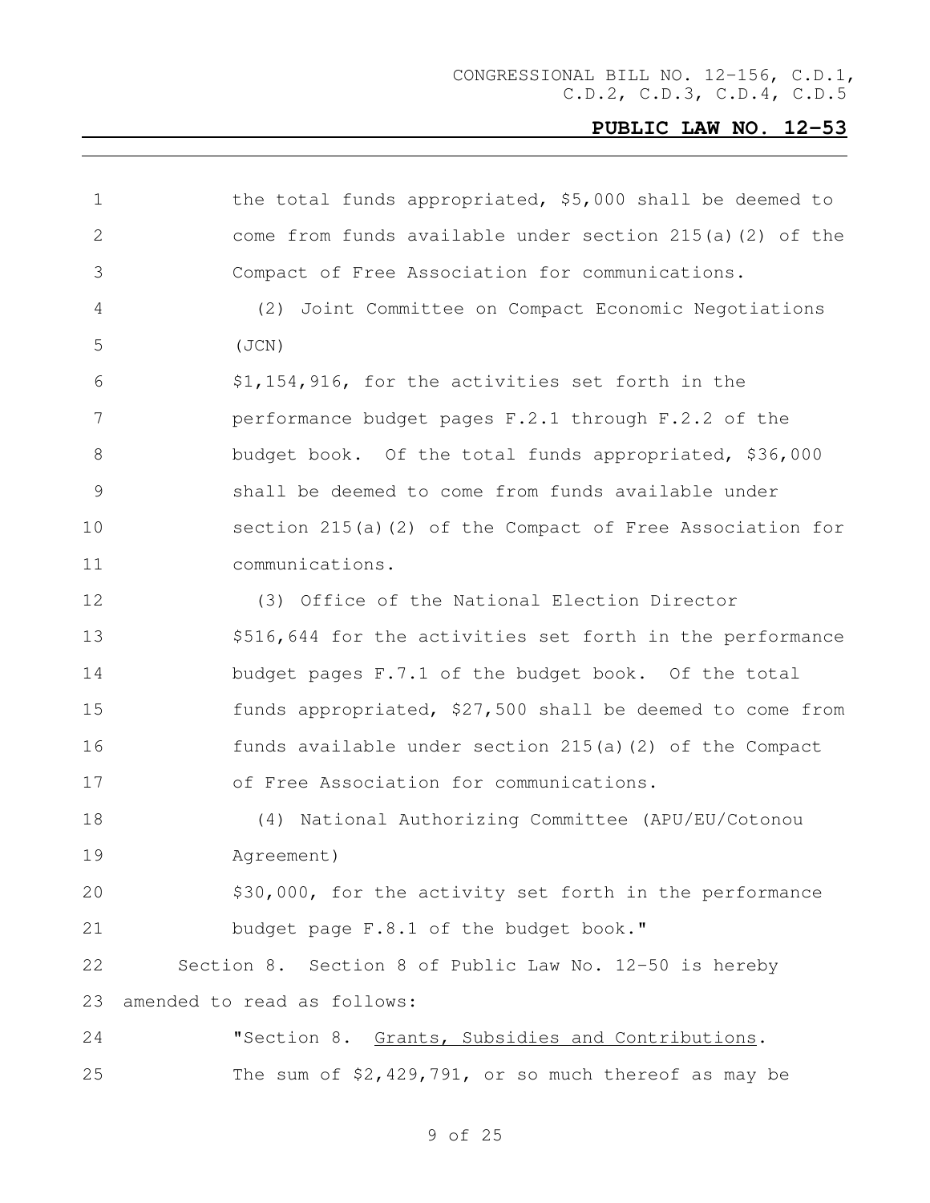the total funds appropriated, $5,000 shall be deemed to come from funds available under section 215(a)(2) of the Compact of Free Association for communications.

(2) Joint Committee on Compact Economic Negotiations (JCN)

$1,154,916, for the activities set forth in the performance budget pages F.2.1 through F.2.2 of the budget book. Of the total funds appropriated, $36,000 shall be deemed to come from funds available under section 215(a)(2) of the Compact of Free Association for communications.

(3) Office of the National Election Director

$516,644 for the activities set forth in the performance budget pages F.7.1 of the budget book. Of the total funds appropriated, $27,500 shall be deemed to come from funds available under section 215(a)(2) of the Compact of Free Association for communications.

(4) National Authorizing Committee (APU/EU/Cotonou Agreement)

$30,000, for the activity set forth in the performance budget page F.8.1 of the budget book."

Section 8. Section 8 of Public Law No. 12-50 is hereby amended to read as follows:

"Section 8. Grants, Subsidies and Contributions.

The sum of $2,429,791, or so much thereof as may be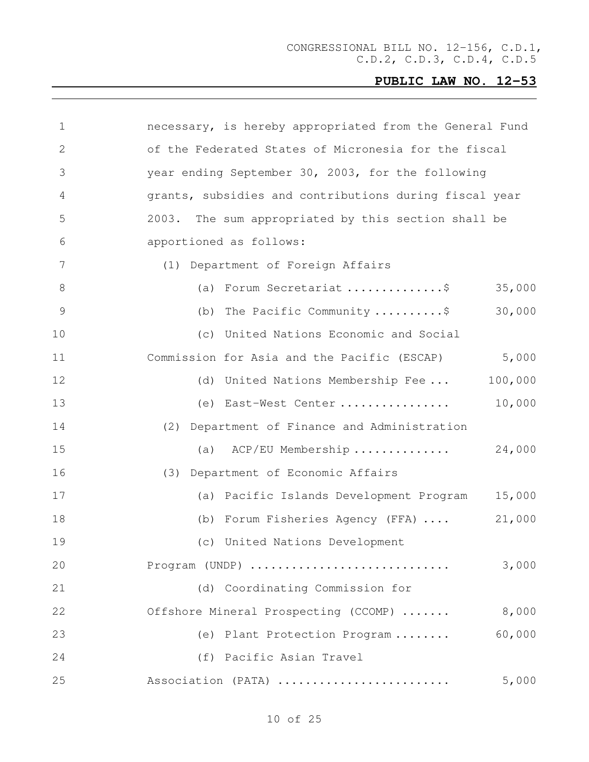necessary, is hereby appropriated from the General Fund of the Federated States of Micronesia for the fiscal year ending September 30, 2003, for the following grants, subsidies and contributions during fiscal year 2003. The sum appropriated by this section shall be apportioned as follows:

(1) Department of Foreign Affairs

| | |
|---|---|
| (a) Forum Secretariat .............$ | 35,000 |
| (b) The Pacific Community ..........$ | 30,000 |
| (c) United Nations Economic and Social Commission for Asia and the Pacific (ESCAP) | 5,000 |
| (d) United Nations Membership Fee ... | 100,000 |
| (e) East-West Center ................ | 10,000 |

(2) Department of Finance and Administration

| | |
|---|---|
| (a) ACP/EU Membership ............. | 24,000 |

(3) Department of Economic Affairs

| | |
|---|---|
| (a) Pacific Islands Development Program | 15,000 |
| (b) Forum Fisheries Agency (FFA) .... | 21,000 |
| (c) United Nations Development Program (UNDP) ............................ | 3,000 |
| (d) Coordinating Commission for Offshore Mineral Prospecting (CCOMP) ....... | 8,000 |
| (e) Plant Protection Program ........ | 60,000 |
| (f) Pacific Asian Travel Association (PATA) ......................... | 5,000 |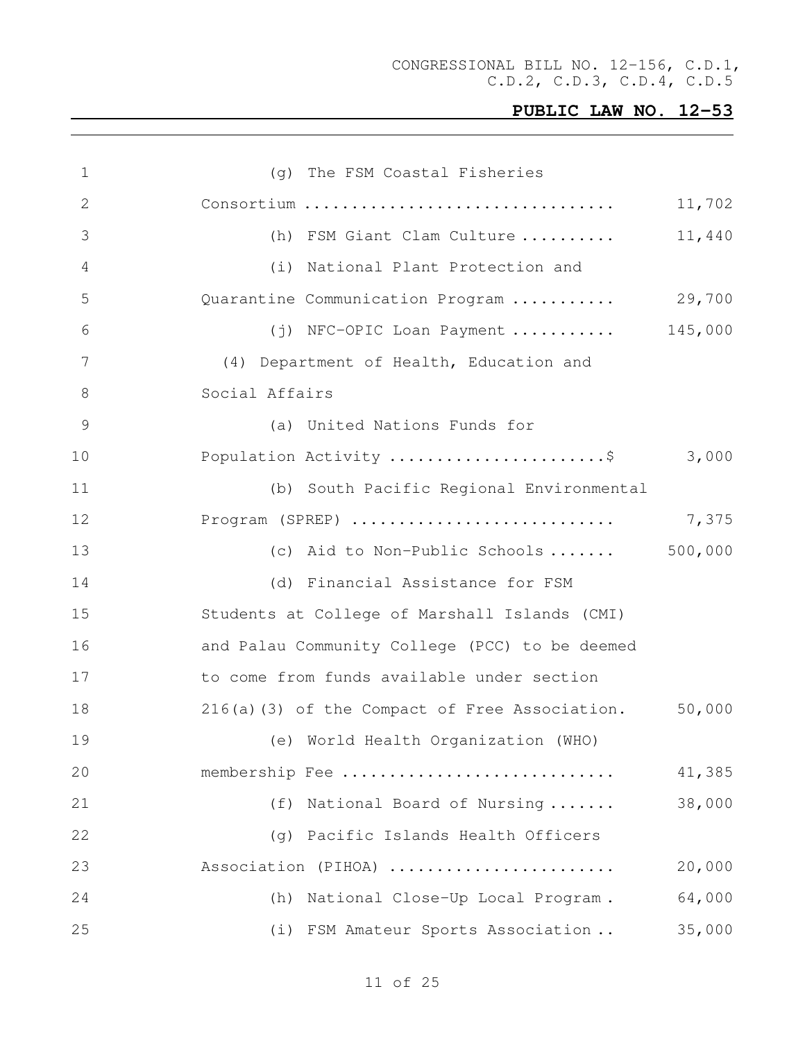(g) The FSM Coastal Fisheries Consortium ................................ 11,702

(h) FSM Giant Clam Culture .......... 11,440

(i) National Plant Protection and Quarantine Communication Program ........... 29,700

(j) NFC-OPIC Loan Payment ........... 145,000

(4) Department of Health, Education and Social Affairs

(a) United Nations Funds for Population Activity ......................$ 3,000

(b) South Pacific Regional Environmental Program (SPREP) ........................... 7,375

(c) Aid to Non-Public Schools ....... 500,000

(d) Financial Assistance for FSM Students at College of Marshall Islands (CMI) and Palau Community College (PCC) to be deemed to come from funds available under section 216(a)(3) of the Compact of Free Association. 50,000

(e) World Health Organization (WHO) membership Fee ............................ 41,385

(f) National Board of Nursing ....... 38,000

(g) Pacific Islands Health Officers Association (PIHOA) ....................... 20,000

(h) National Close-Up Local Program . 64,000

(i) FSM Amateur Sports Association .. 35,000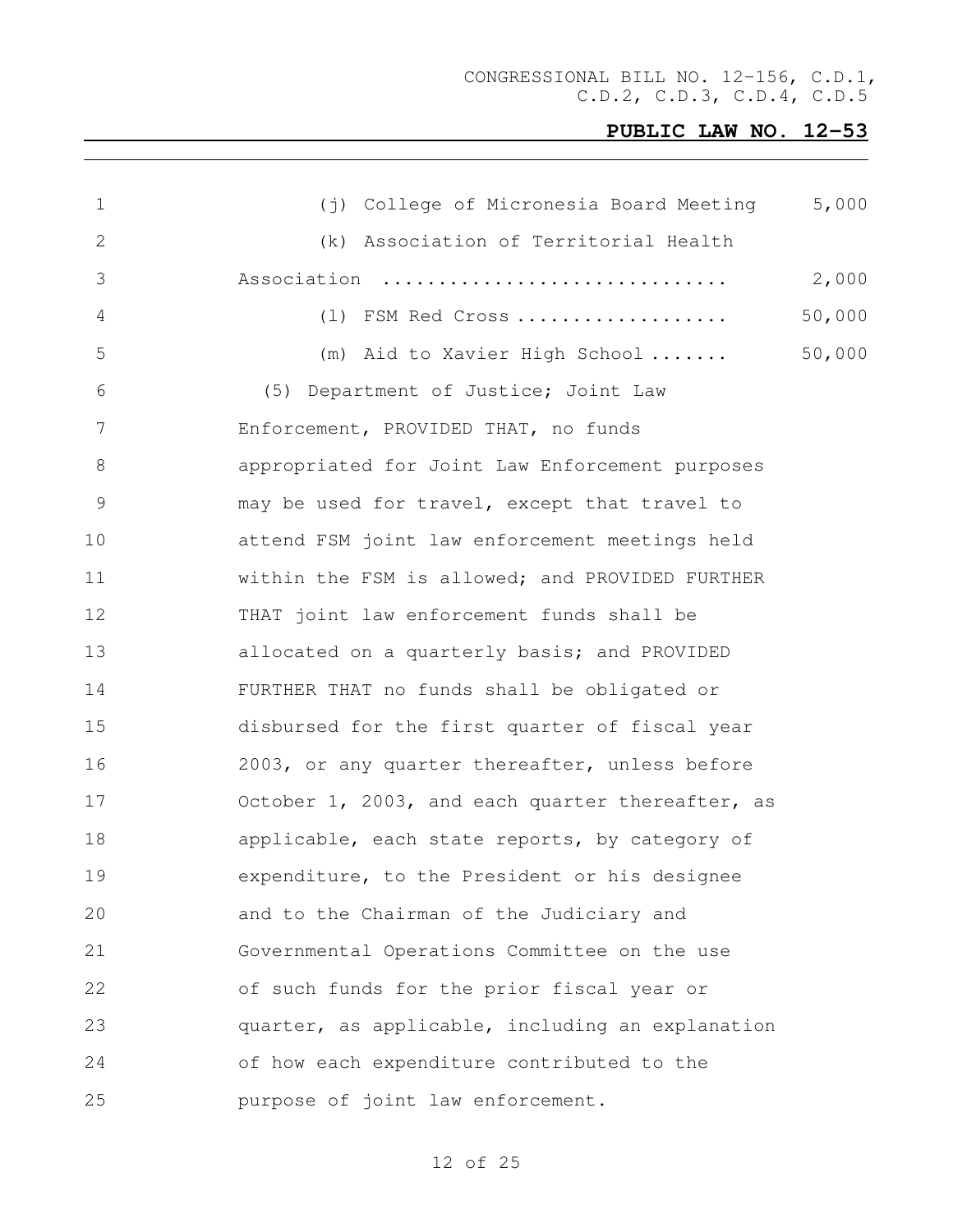(j) College of Micronesia Board Meeting 5,000

(k) Association of Territorial Health Association .............................. 2,000

(l) FSM Red Cross .................. 50,000

(m) Aid to Xavier High School ....... 50,000

(5) Department of Justice; Joint Law Enforcement, PROVIDED THAT, no funds appropriated for Joint Law Enforcement purposes may be used for travel, except that travel to attend FSM joint law enforcement meetings held within the FSM is allowed; and PROVIDED FURTHER THAT joint law enforcement funds shall be allocated on a quarterly basis; and PROVIDED FURTHER THAT no funds shall be obligated or disbursed for the first quarter of fiscal year 2003, or any quarter thereafter, unless before October 1, 2003, and each quarter thereafter, as applicable, each state reports, by category of expenditure, to the President or his designee and to the Chairman of the Judiciary and Governmental Operations Committee on the use of such funds for the prior fiscal year or quarter, as applicable, including an explanation of how each expenditure contributed to the purpose of joint law enforcement.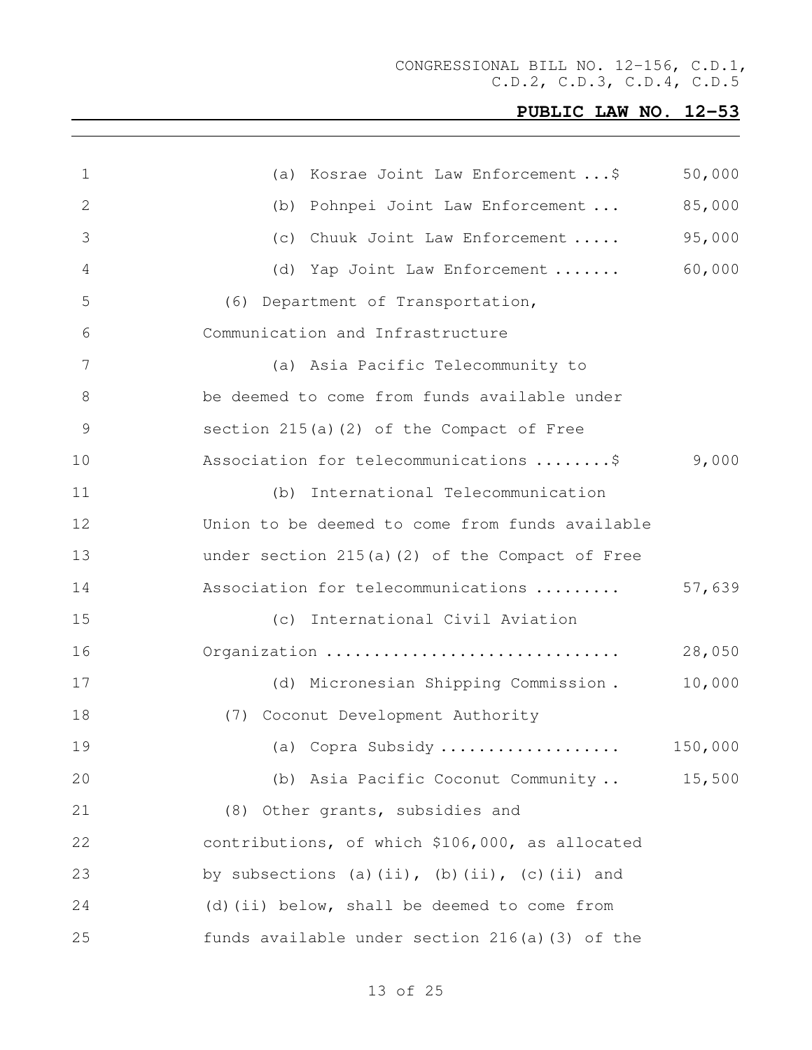(a) Kosrae Joint Law Enforcement ...$ 50,000

(b) Pohnpei Joint Law Enforcement ... 85,000

(c) Chuuk Joint Law Enforcement ..... 95,000

(d) Yap Joint Law Enforcement ....... 60,000

(6) Department of Transportation, Communication and Infrastructure

(a) Asia Pacific Telecommunity to be deemed to come from funds available under section 215(a)(2) of the Compact of Free Association for telecommunications ........$ 9,000

(b) International Telecommunication Union to be deemed to come from funds available under section 215(a)(2) of the Compact of Free Association for telecommunications ......... 57,639

(c) International Civil Aviation Organization .............................. 28,050

(d) Micronesian Shipping Commission . 10,000

(7) Coconut Development Authority

(a) Copra Subsidy .................. 150,000

(b) Asia Pacific Coconut Community .. 15,500

(8) Other grants, subsidies and contributions, of which $106,000, as allocated by subsections (a)(ii), (b)(ii), (c)(ii) and (d)(ii) below, shall be deemed to come from funds available under section 216(a)(3) of the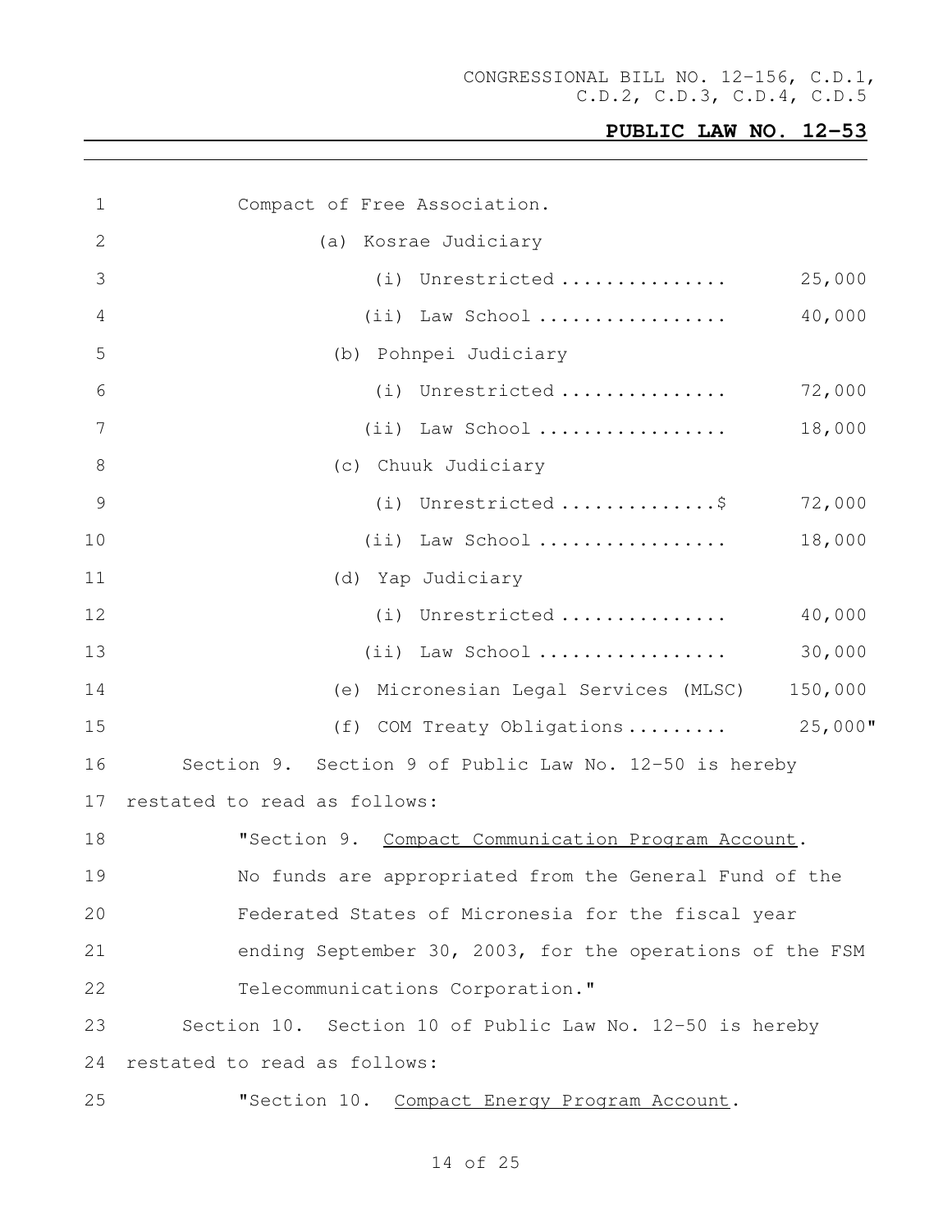Compact of Free Association.

(a) Kosrae Judiciary

| | |
|---|---|
| (i) Unrestricted............... | 25,000 |
| (ii) Law School................. | 40,000 |

(b) Pohnpei Judiciary

| | |
|---|---|
| (i) Unrestricted............... | 72,000 |
| (ii) Law School................. | 18,000 |

(c) Chuuk Judiciary

| | |
|---|---|
| (i) Unrestricted..............$ | 72,000 |
| (ii) Law School................. | 18,000 |

(d) Yap Judiciary

| | |
|---|---|
| (i) Unrestricted............... | 40,000 |
| (ii) Law School................. | 30,000 |

| | |
|---|---|
| (e) Micronesian Legal Services (MLSC) | 150,000 |
| (f) COM Treaty Obligations......... | 25,000" |

Section 9. Section 9 of Public Law No. 12-50 is hereby restated to read as follows:

"Section 9. Compact Communication Program Account. No funds are appropriated from the General Fund of the Federated States of Micronesia for the fiscal year ending September 30, 2003, for the operations of the FSM Telecommunications Corporation."

Section 10. Section 10 of Public Law No. 12-50 is hereby restated to read as follows:

"Section 10. Compact Energy Program Account.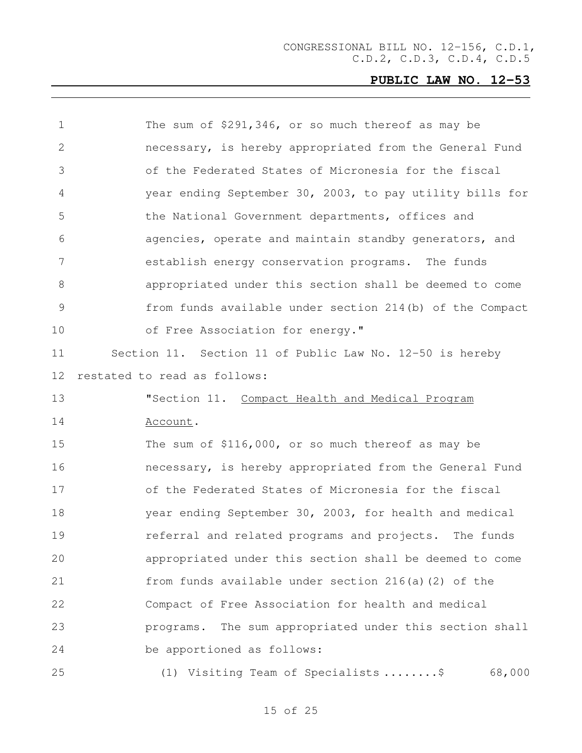The sum of $291,346, or so much thereof as may be necessary, is hereby appropriated from the General Fund of the Federated States of Micronesia for the fiscal year ending September 30, 2003, to pay utility bills for the National Government departments, offices and agencies, operate and maintain standby generators, and establish energy conservation programs. The funds appropriated under this section shall be deemed to come from funds available under section 214(b) of the Compact of Free Association for energy."

Section 11. Section 11 of Public Law No. 12-50 is hereby restated to read as follows:

"Section 11. Compact Health and Medical Program Account.

The sum of $116,000, or so much thereof as may be necessary, is hereby appropriated from the General Fund of the Federated States of Micronesia for the fiscal year ending September 30, 2003, for health and medical referral and related programs and projects. The funds appropriated under this section shall be deemed to come from funds available under section 216(a)(2) of the Compact of Free Association for health and medical programs. The sum appropriated under this section shall be apportioned as follows:

(1) Visiting Team of Specialists ........$ 68,000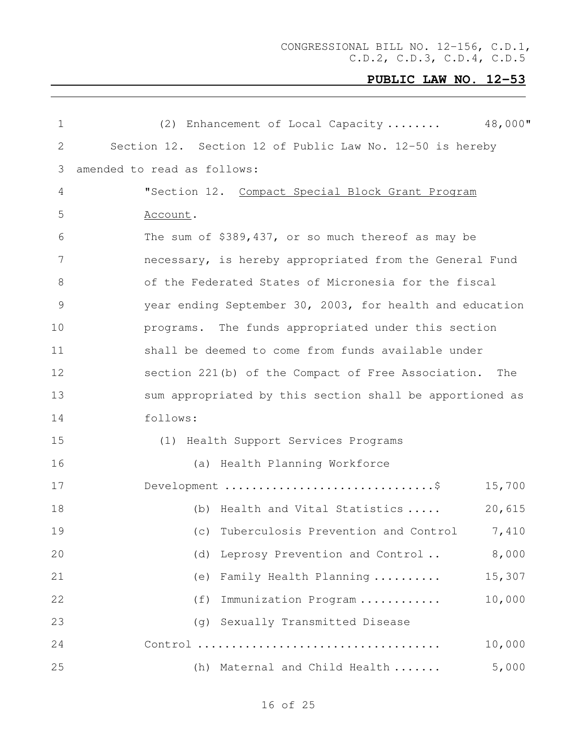(2) Enhancement of Local Capacity ........ 48,000"

Section 12. Section 12 of Public Law No. 12-50 is hereby amended to read as follows:

"Section 12. Compact Special Block Grant Program Account.

The sum of $389,437, or so much thereof as may be necessary, is hereby appropriated from the General Fund of the Federated States of Micronesia for the fiscal year ending September 30, 2003, for health and education programs. The funds appropriated under this section shall be deemed to come from funds available under section 221(b) of the Compact of Free Association. The sum appropriated by this section shall be apportioned as follows:

(1) Health Support Services Programs

| | |
|---|---|
| (a) Health Planning Workforce Development ..............................$ | 15,700 |
| (b) Health and Vital Statistics ..... | 20,615 |
| (c) Tuberculosis Prevention and Control | 7,410 |
| (d) Leprosy Prevention and Control .. | 8,000 |
| (e) Family Health Planning .......... | 15,307 |
| (f) Immunization Program ............ | 10,000 |
| (g) Sexually Transmitted Disease Control .................................. | 10,000 |
| (h) Maternal and Child Health ....... | 5,000 |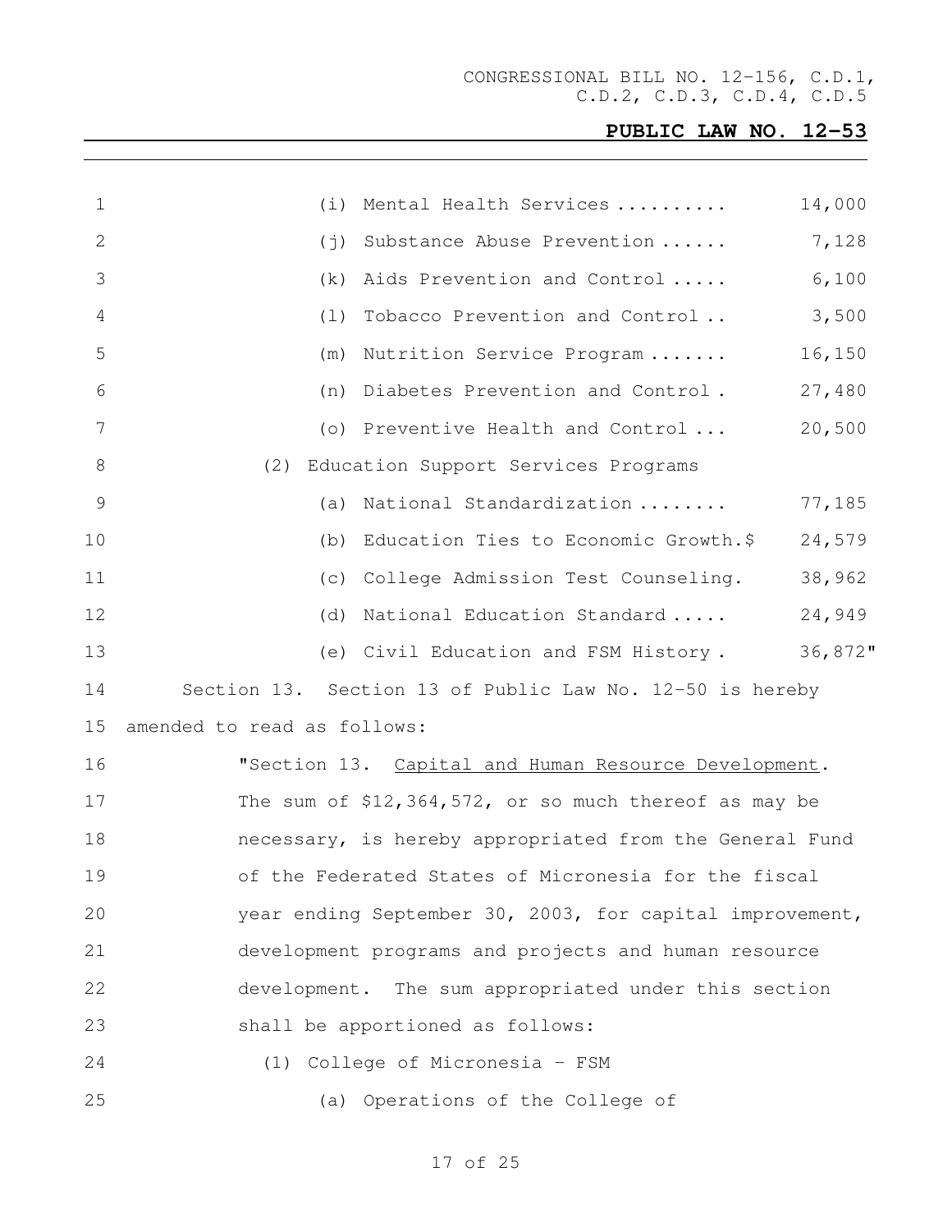| | |
|---|---|
| (i) Mental Health Services .......... | 14,000 |
| (j) Substance Abuse Prevention ...... | 7,128 |
| (k) Aids Prevention and Control ..... | 6,100 |
| (l) Tobacco Prevention and Control .. | 3,500 |
| (m) Nutrition Service Program ....... | 16,150 |
| (n) Diabetes Prevention and Control . | 27,480 |
| (o) Preventive Health and Control ... | 20,500 |
| (2) Education Support Services Programs | |
| (a) National Standardization ........ | 77,185 |
| (b) Education Ties to Economic Growth.$ | 24,579 |
| (c) College Admission Test Counseling. | 38,962 |
| (d) National Education Standard ..... | 24,949 |
| (e) Civil Education and FSM History . | 36,872" |

Section 13. Section 13 of Public Law No. 12-50 is hereby amended to read as follows:

"Section 13. Capital and Human Resource Development. The sum of $12,364,572, or so much thereof as may be necessary, is hereby appropriated from the General Fund of the Federated States of Micronesia for the fiscal year ending September 30, 2003, for capital improvement, development programs and projects and human resource development. The sum appropriated under this section shall be apportioned as follows:

(1) College of Micronesia - FSM

(a) Operations of the College of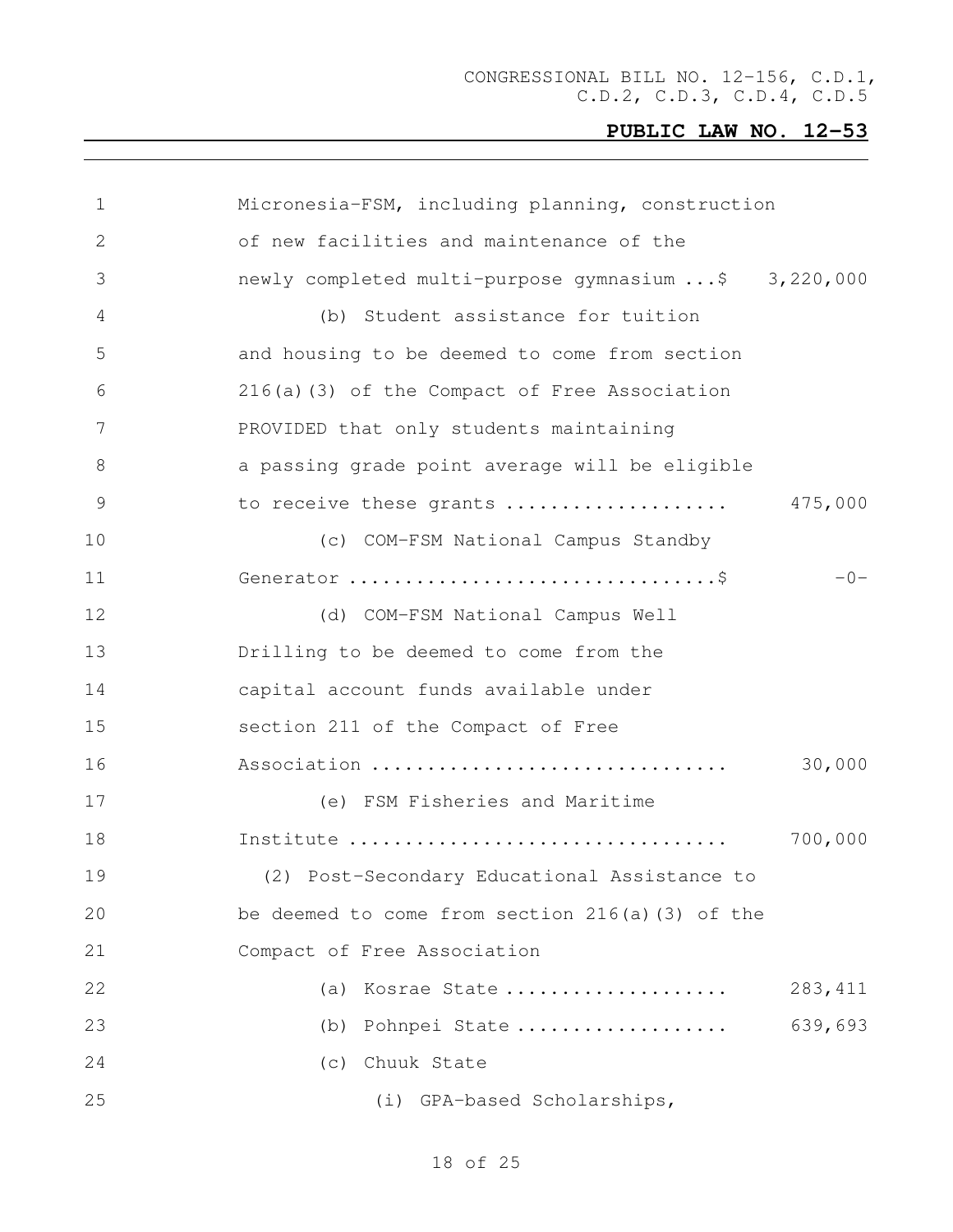Micronesia-FSM, including planning, construction of new facilities and maintenance of the newly completed multi-purpose gymnasium ...$ 3,220,000

(b) Student assistance for tuition and housing to be deemed to come from section 216(a)(3) of the Compact of Free Association PROVIDED that only students maintaining a passing grade point average will be eligible to receive these grants .................... 475,000

(c) COM-FSM National Campus Standby Generator ................................$ -0-

(d) COM-FSM National Campus Well Drilling to be deemed to come from the capital account funds available under section 211 of the Compact of Free Association ................................ 30,000

(e) FSM Fisheries and Maritime Institute ................................ 700,000

(2) Post-Secondary Educational Assistance to be deemed to come from section 216(a)(3) of the Compact of Free Association

(a) Kosrae State .................... 283,411

(b) Pohnpei State ................... 639,693

(c) Chuuk State

(i) GPA-based Scholarships,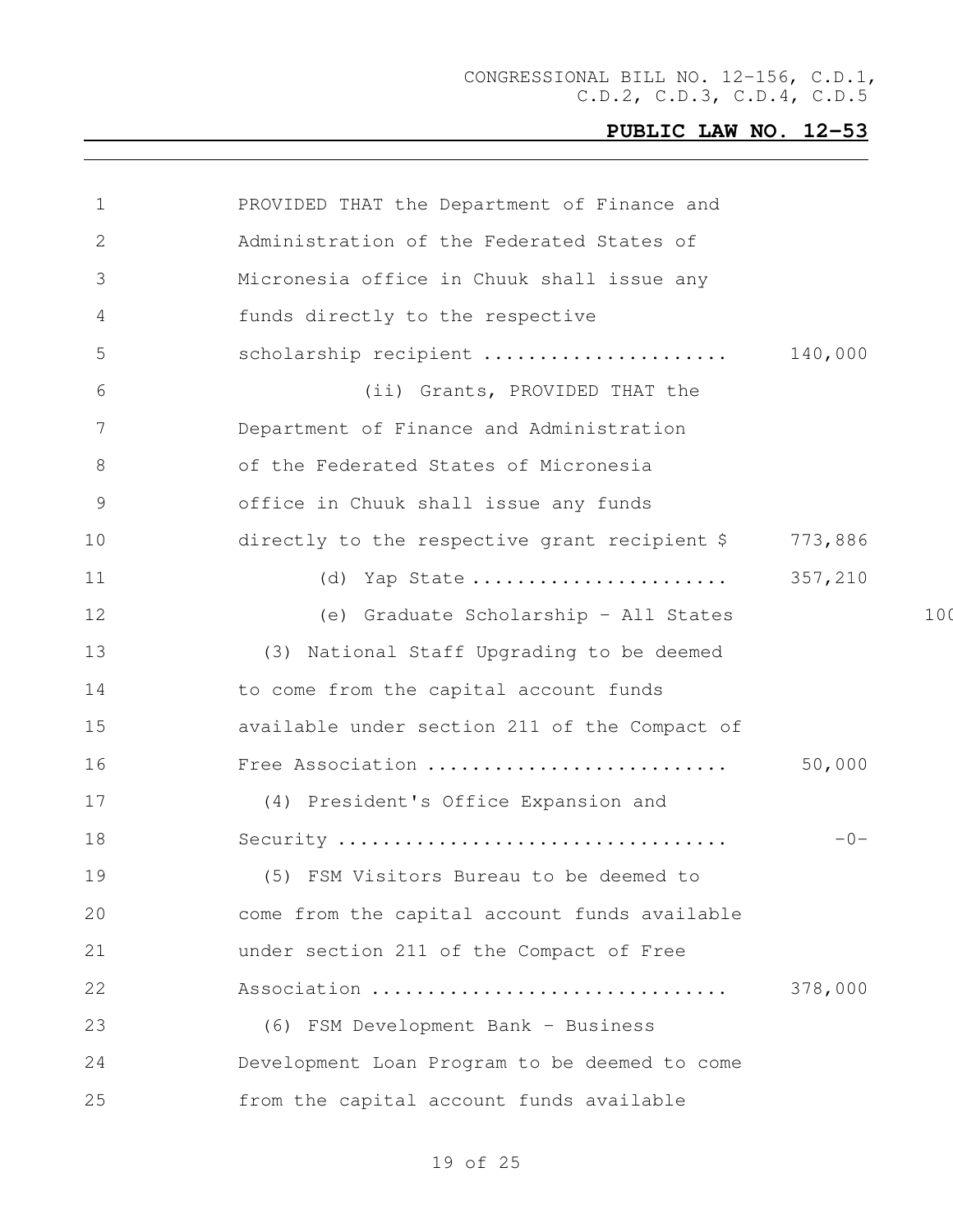PROVIDED THAT the Department of Finance and Administration of the Federated States of Micronesia office in Chuuk shall issue any funds directly to the respective scholarship recipient ...................... 140,000

(ii) Grants, PROVIDED THAT the Department of Finance and Administration of the Federated States of Micronesia office in Chuuk shall issue any funds directly to the respective grant recipient $ 773,886

(d) Yap State ...................... 357,210

(e) Graduate Scholarship - All States 100

(3) National Staff Upgrading to be deemed to come from the capital account funds available under section 211 of the Compact of Free Association .......................... 50,000

(4) President's Office Expansion and Security .................................. -0-

(5) FSM Visitors Bureau to be deemed to come from the capital account funds available under section 211 of the Compact of Free Association ............................... 378,000

(6) FSM Development Bank - Business Development Loan Program to be deemed to come from the capital account funds available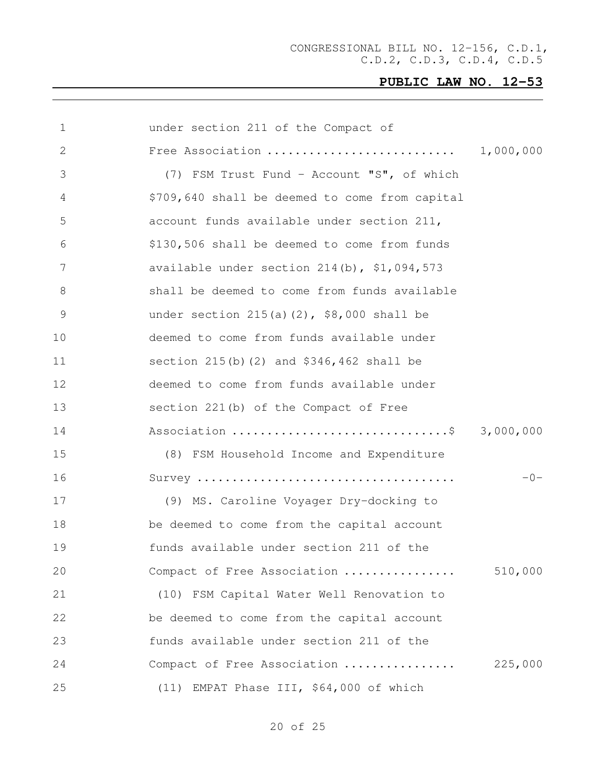under section 211 of the Compact of Free Association .......................... 1,000,000

(7) FSM Trust Fund - Account "S", of which $709,640 shall be deemed to come from capital account funds available under section 211, $130,506 shall be deemed to come from funds available under section 214(b), $1,094,573 shall be deemed to come from funds available under section 215(a)(2), $8,000 shall be deemed to come from funds available under section 215(b)(2) and $346,462 shall be deemed to come from funds available under section 221(b) of the Compact of Free Association ..............................$ 3,000,000

(8) FSM Household Income and Expenditure Survey .................................... -0-

(9) MS. Caroline Voyager Dry-docking to be deemed to come from the capital account funds available under section 211 of the Compact of Free Association ................ 510,000

(10) FSM Capital Water Well Renovation to be deemed to come from the capital account funds available under section 211 of the Compact of Free Association ................ 225,000

(11) EMPAT Phase III, $64,000 of which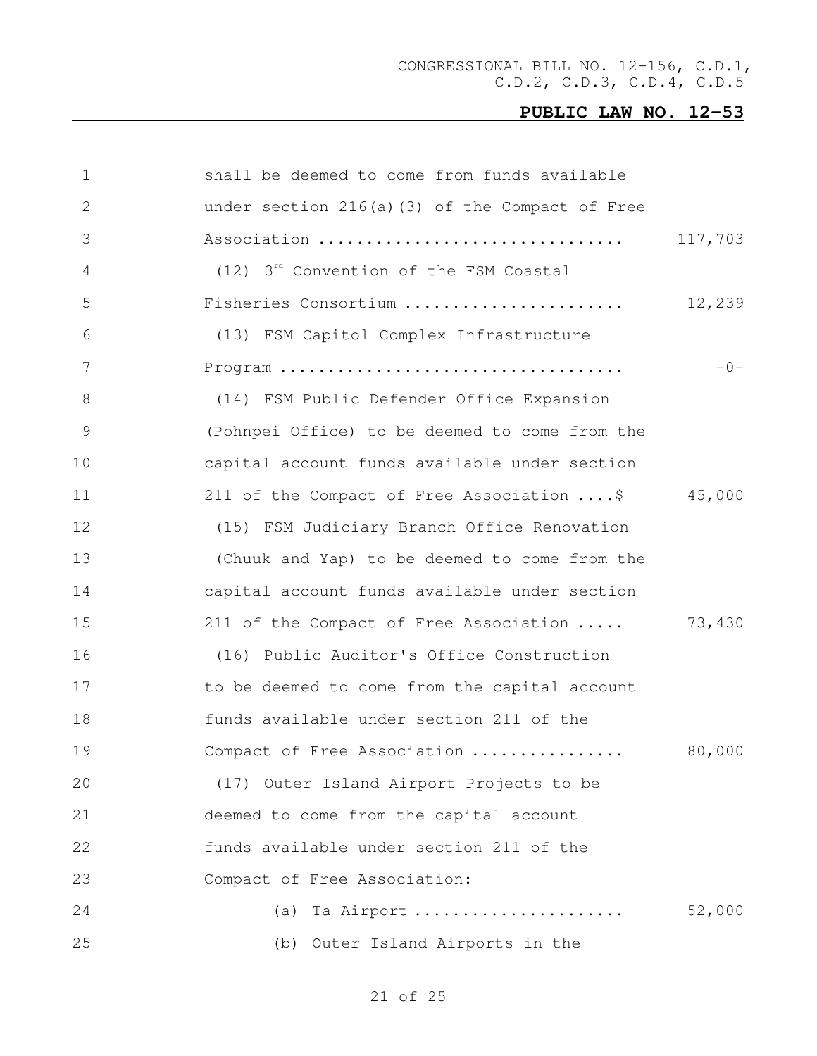shall be deemed to come from funds available under section 216(a)(3) of the Compact of Free Association ................................ 117,703

(12) 3rd Convention of the FSM Coastal Fisheries Consortium ....................... 12,239

(13) FSM Capitol Complex Infrastructure Program .................................... -0-

(14) FSM Public Defender Office Expansion (Pohnpei Office) to be deemed to come from the capital account funds available under section 211 of the Compact of Free Association ....$ 45,000

(15) FSM Judiciary Branch Office Renovation (Chuuk and Yap) to be deemed to come from the capital account funds available under section 211 of the Compact of Free Association ..... 73,430

(16) Public Auditor's Office Construction to be deemed to come from the capital account funds available under section 211 of the Compact of Free Association ................ 80,000

(17) Outer Island Airport Projects to be deemed to come from the capital account funds available under section 211 of the Compact of Free Association:

(a) Ta Airport ...................... 52,000

(b) Outer Island Airports in the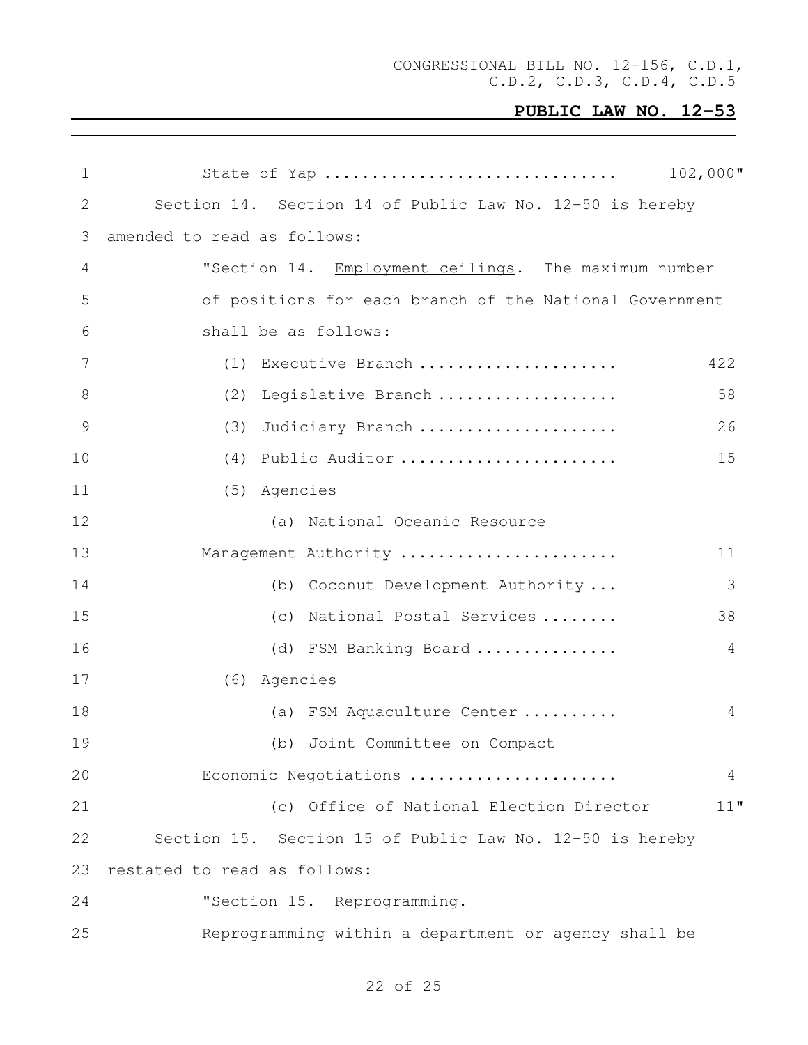State of Yap .............................. 102,000"

Section 14. Section 14 of Public Law No. 12-50 is hereby amended to read as follows:

"Section 14. Employment ceilings. The maximum number of positions for each branch of the National Government shall be as follows:

| | |
|---|---|
| (1) Executive Branch ..................... | 422 |
| (2) Legislative Branch ................... | 58 |
| (3) Judiciary Branch ..................... | 26 |
| (4) Public Auditor ....................... | 15 |
| (5) Agencies | |
| (a) National Oceanic Resource Management Authority ....................... | 11 |
| (b) Coconut Development Authority ... | 3 |
| (c) National Postal Services ........ | 38 |
| (d) FSM Banking Board ............... | 4 |
| (6) Agencies | |
| (a) FSM Aquaculture Center .......... | 4 |
| (b) Joint Committee on Compact Economic Negotiations ...................... | 4 |
| (c) Office of National Election Director | 11" |

Section 15. Section 15 of Public Law No. 12-50 is hereby restated to read as follows:

"Section 15. Reprogramming.

Reprogramming within a department or agency shall be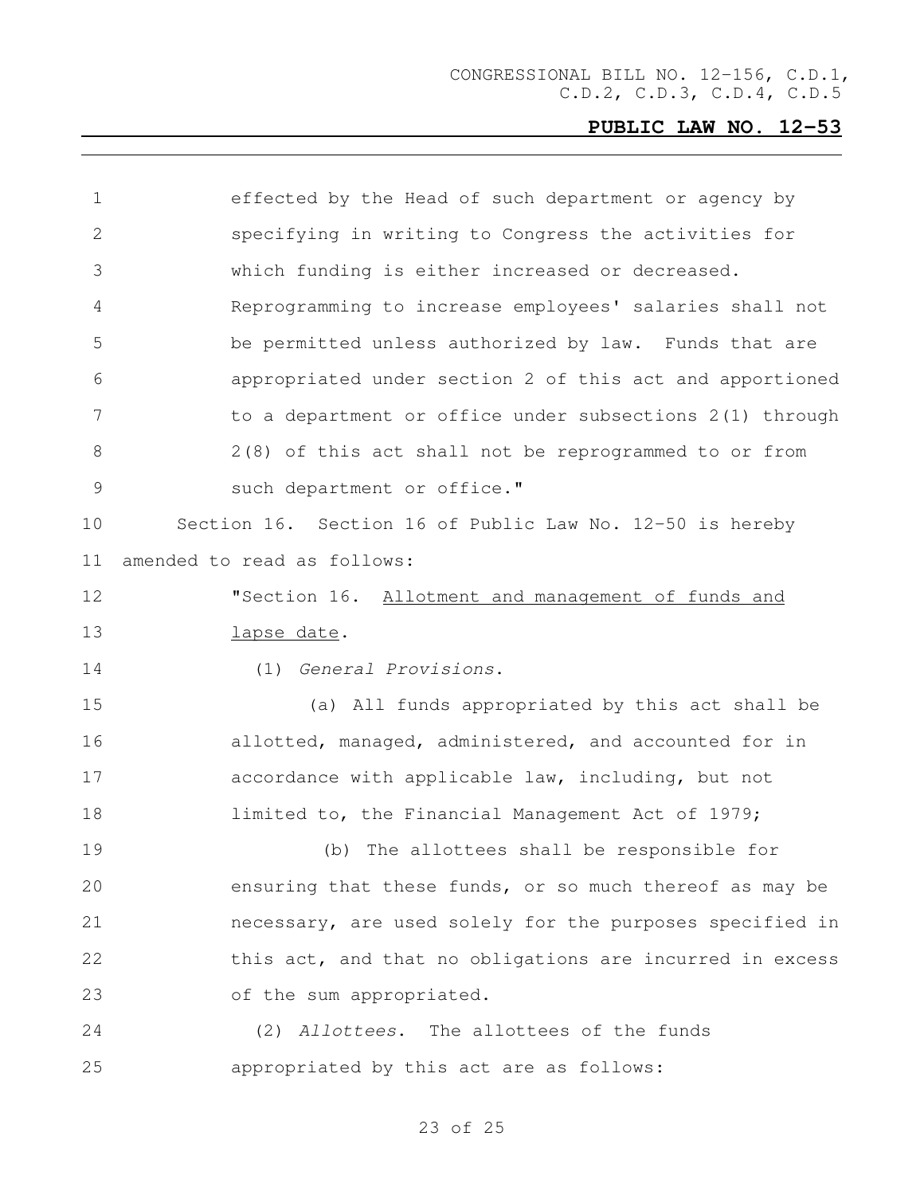effected by the Head of such department or agency by specifying in writing to Congress the activities for which funding is either increased or decreased. Reprogramming to increase employees' salaries shall not be permitted unless authorized by law. Funds that are appropriated under section 2 of this act and apportioned to a department or office under subsections 2(1) through 2(8) of this act shall not be reprogrammed to or from such department or office."

Section 16. Section 16 of Public Law No. 12-50 is hereby amended to read as follows:

"Section 16. Allotment and management of funds and lapse date.

(1) *General Provisions*.

(a) All funds appropriated by this act shall be allotted, managed, administered, and accounted for in accordance with applicable law, including, but not limited to, the Financial Management Act of 1979;

(b) The allottees shall be responsible for ensuring that these funds, or so much thereof as may be necessary, are used solely for the purposes specified in this act, and that no obligations are incurred in excess of the sum appropriated.

(2) *Allottees*. The allottees of the funds appropriated by this act are as follows: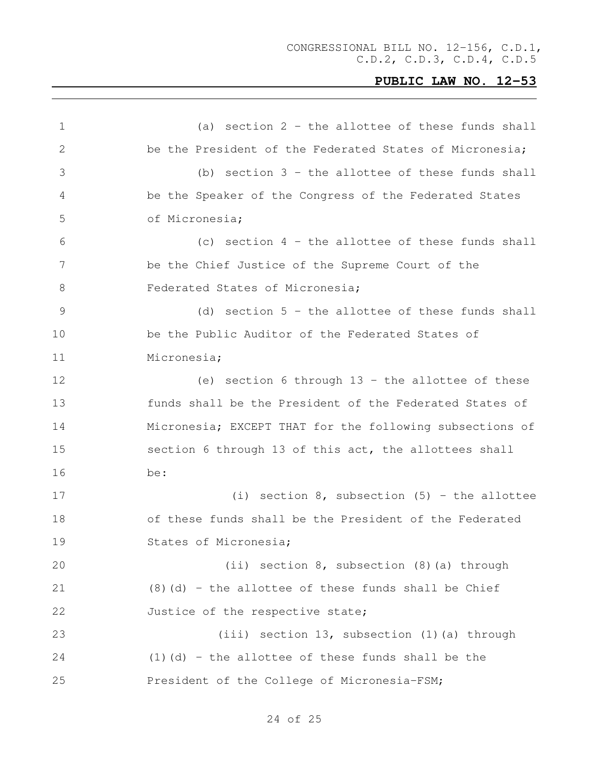(a) section 2 – the allottee of these funds shall be the President of the Federated States of Micronesia;

(b) section 3 – the allottee of these funds shall be the Speaker of the Congress of the Federated States of Micronesia;

(c) section 4 – the allottee of these funds shall be the Chief Justice of the Supreme Court of the Federated States of Micronesia;

(d) section 5 – the allottee of these funds shall be the Public Auditor of the Federated States of Micronesia;

(e) section 6 through 13 – the allottee of these funds shall be the President of the Federated States of Micronesia; EXCEPT THAT for the following subsections of section 6 through 13 of this act, the allottees shall be:

(i) section 8, subsection (5) – the allottee of these funds shall be the President of the Federated States of Micronesia;

(ii) section 8, subsection (8)(a) through (8)(d) – the allottee of these funds shall be Chief Justice of the respective state;

(iii) section 13, subsection (1)(a) through (1)(d) – the allottee of these funds shall be the President of the College of Micronesia-FSM;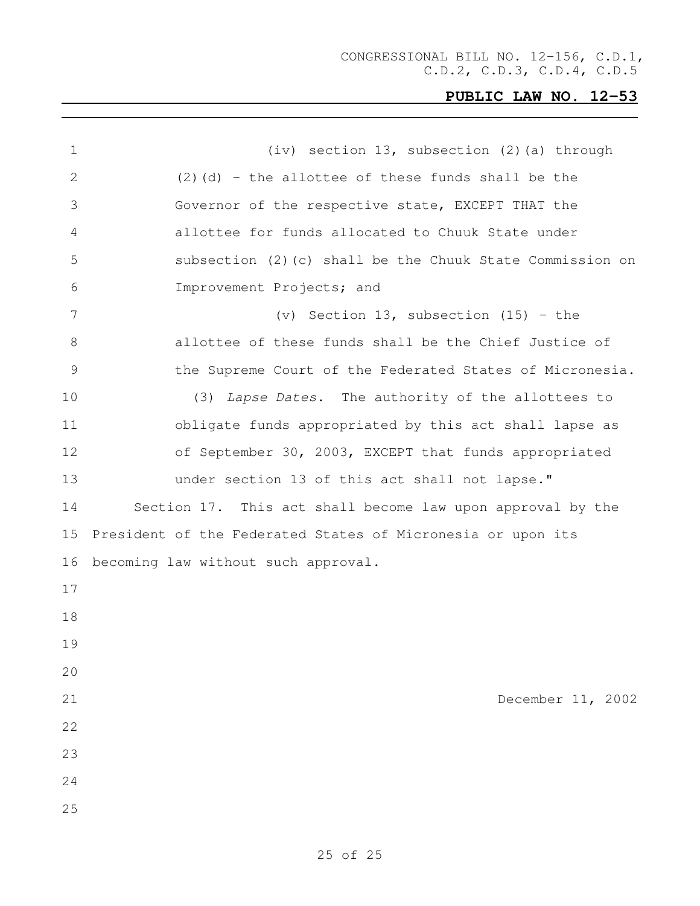(iv) section 13, subsection (2)(a) through (2)(d) - the allottee of these funds shall be the Governor of the respective state, EXCEPT THAT the allottee for funds allocated to Chuuk State under subsection (2)(c) shall be the Chuuk State Commission on Improvement Projects; and

(v) Section 13, subsection (15) - the allottee of these funds shall be the Chief Justice of the Supreme Court of the Federated States of Micronesia.

(3) *Lapse Dates*. The authority of the allottees to obligate funds appropriated by this act shall lapse as of September 30, 2003, EXCEPT that funds appropriated under section 13 of this act shall not lapse."

Section 17. This act shall become law upon approval by the President of the Federated States of Micronesia or upon its becoming law without such approval.

December 11, 2002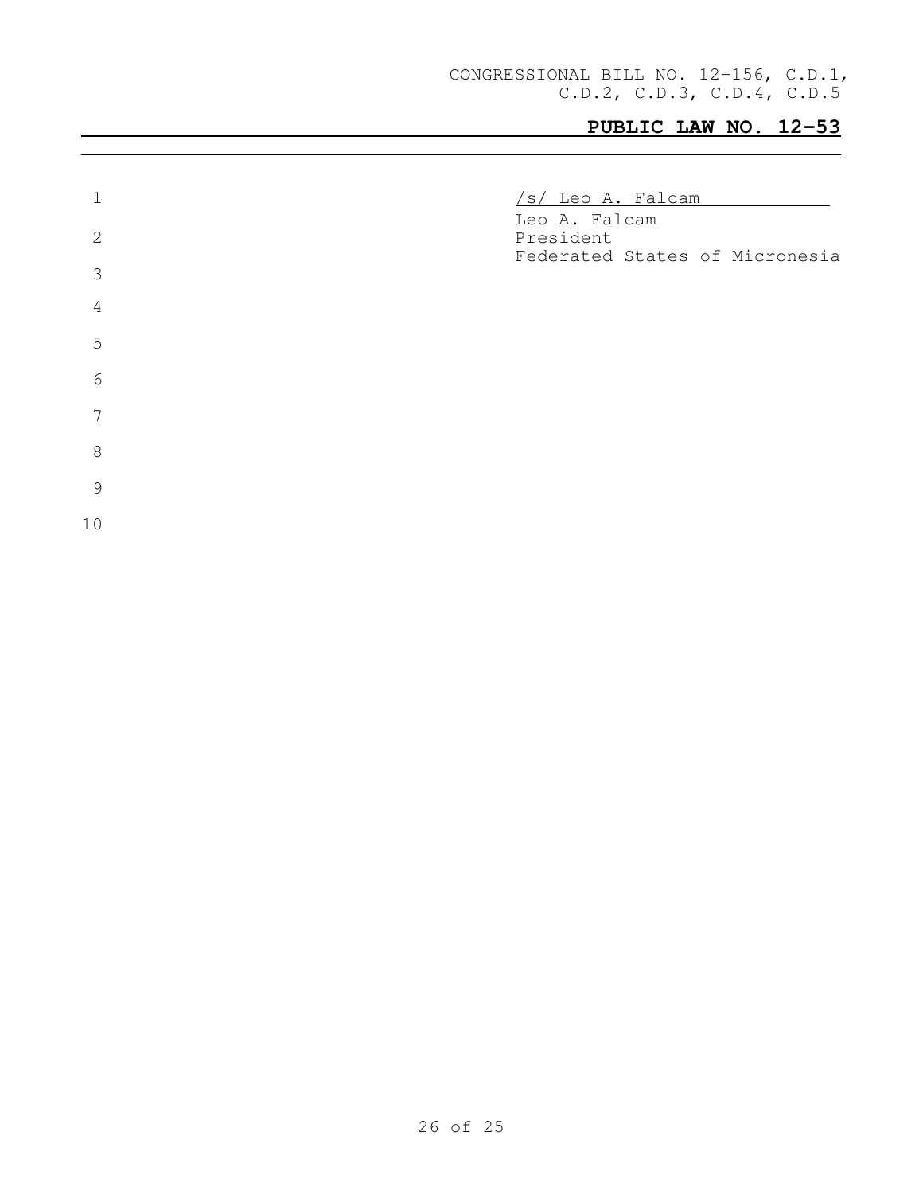CONGRESSIONAL BILL NO. 12-156, C.D.1, C.D.2, C.D.3, C.D.4, C.D.5

**PUBLIC LAW NO. 12-53**

/s/ Leo A. Falcam
Leo A. Falcam
President
Federated States of Micronesia